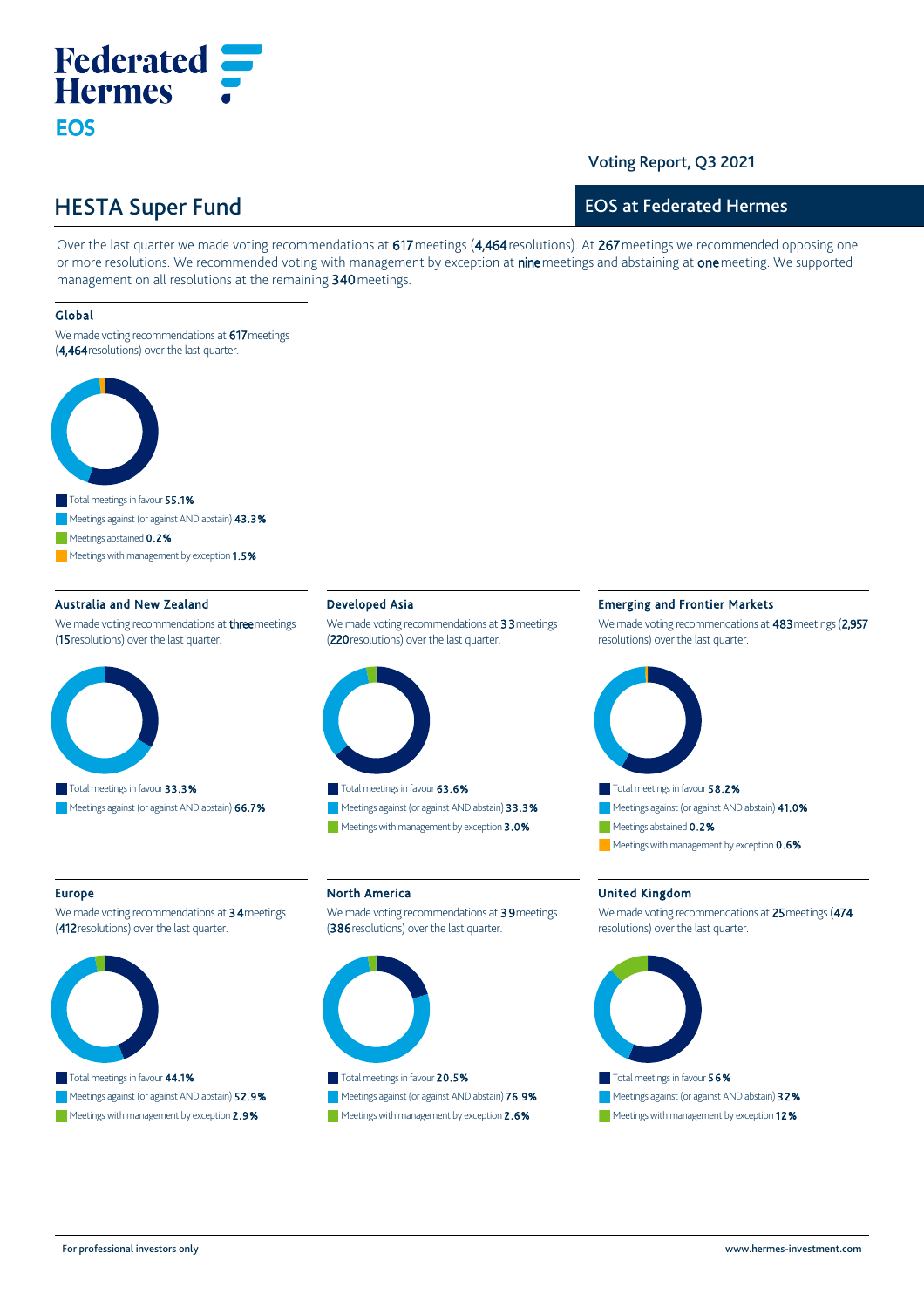Federated Hermes

EOS

Voting Report, Q3 2021

# HESTA Super Fund

## EOS at Federated Hermes

Over the last quarter we made voting recommendations at 617 meetings (4,464 resolutions). At 267 meetings we recommended opposing one or more resolutions. We recommended voting with management by exception at nine meetings and abstaining at one meeting. We supported management on all resolutions at the remaining 340 meetings.

### Global

We made voting recommendations at 617 meetings (4,464 resolutions) over the last quarter.

- Total meetings in favour **55.1%**
- Meetings against (or against AND abstain) **43.3%**
- Meetings abstained **0.2%**
- Meetings with management by exception **1.5%**

### Australia and New Zealand

We made voting recommendations at three meetings (15 resolutions) over the last quarter.

- Total meetings in favour **33.3%**
- Meetings against (or against AND abstain) **66.7%**

### Developed Asia

We made voting recommendations at 33 meetings (220 resolutions) over the last quarter.

- Total meetings in favour **63.6%**
- Meetings against (or against AND abstain) **33.3%**
- Meetings with management by exception **3.0%**

### Emerging and Frontier Markets

We made voting recommendations at 483 meetings (2,957 resolutions) over the last quarter.

- Total meetings in favour **58.2%**
- Meetings against (or against AND abstain) **41.0%**
- Meetings abstained **0.2%**
- Meetings with management by exception **0.6%**

### Europe

We made voting recommendations at 34 meetings (412 resolutions) over the last quarter.

- Total meetings in favour **44.1%**
- Meetings against (or against AND abstain) **52.9%**
- Meetings with management by exception **2.9%**

### North America

We made voting recommendations at 39 meetings (386 resolutions) over the last quarter.

- Total meetings in favour **20.5%**
- Meetings against (or against AND abstain) **76.9%**
- Meetings with management by exception **2.6%**

### United Kingdom

We made voting recommendations at 25 meetings (474 resolutions) over the last quarter.

- Total meetings in favour **56%**
- Meetings against (or against AND abstain) **32%**
- Meetings with management by exception **12%**

For professional investors only

www.hermes-investment.com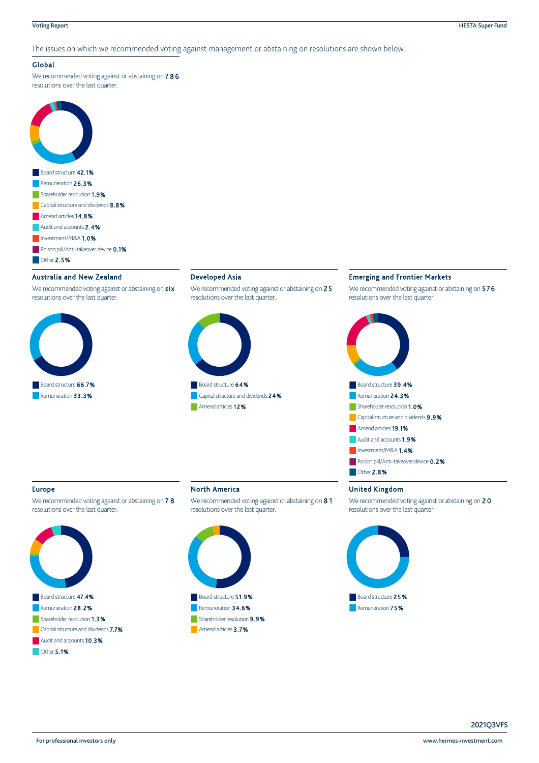The issues on which we recommended voting against management or abstaining on resolutions are shown below.

## Global

We recommended voting against or abstaining on **786** resolutions over the last quarter.

Board structure **42.1%**
Remuneration **26.3%**
Shareholder resolution **1.9%**
Capital structure and dividends **8.8%**
Amend articles **14.8%**
Audit and accounts **2.4%**
Investment/M&A **1.0%**
Poison pill/Anti-takeover device **0.1%**
Other **2.5%**

## Australia and New Zealand

We recommended voting against or abstaining on **six** resolutions over the last quarter.

Board structure **66.7%**
Remuneration **33.3%**

## Developed Asia

We recommended voting against or abstaining on **25** resolutions over the last quarter.

Board structure **64%**
Capital structure and dividends **24%**
Amend articles **12%**

## Emerging and Frontier Markets

We recommended voting against or abstaining on **576** resolutions over the last quarter.

Board structure **39.4%**
Remuneration **24.3%**
Shareholder resolution **1.0%**
Capital structure and dividends **9.9%**
Amend articles **19.1%**
Audit and accounts **1.9%**
Investment/M&A **1.4%**
Poison pill/Anti-takeover device **0.2%**
Other **2.8%**

## Europe

We recommended voting against or abstaining on **78** resolutions over the last quarter.

Board structure **47.4%**
Remuneration **28.2%**
Shareholder resolution **1.3%**
Capital structure and dividends **7.7%**
Audit and accounts **10.3%**
Other **5.1%**

## North America

We recommended voting against or abstaining on **81** resolutions over the last quarter.

Board structure **51.9%**
Remuneration **34.6%**
Shareholder resolution **9.9%**
Amend articles **3.7%**

## United Kingdom

We recommended voting against or abstaining on **20** resolutions over the last quarter.

Board structure **25%**
Remuneration **75%**

2021Q3VFS

For professional investors only

www.hermes-investment.com